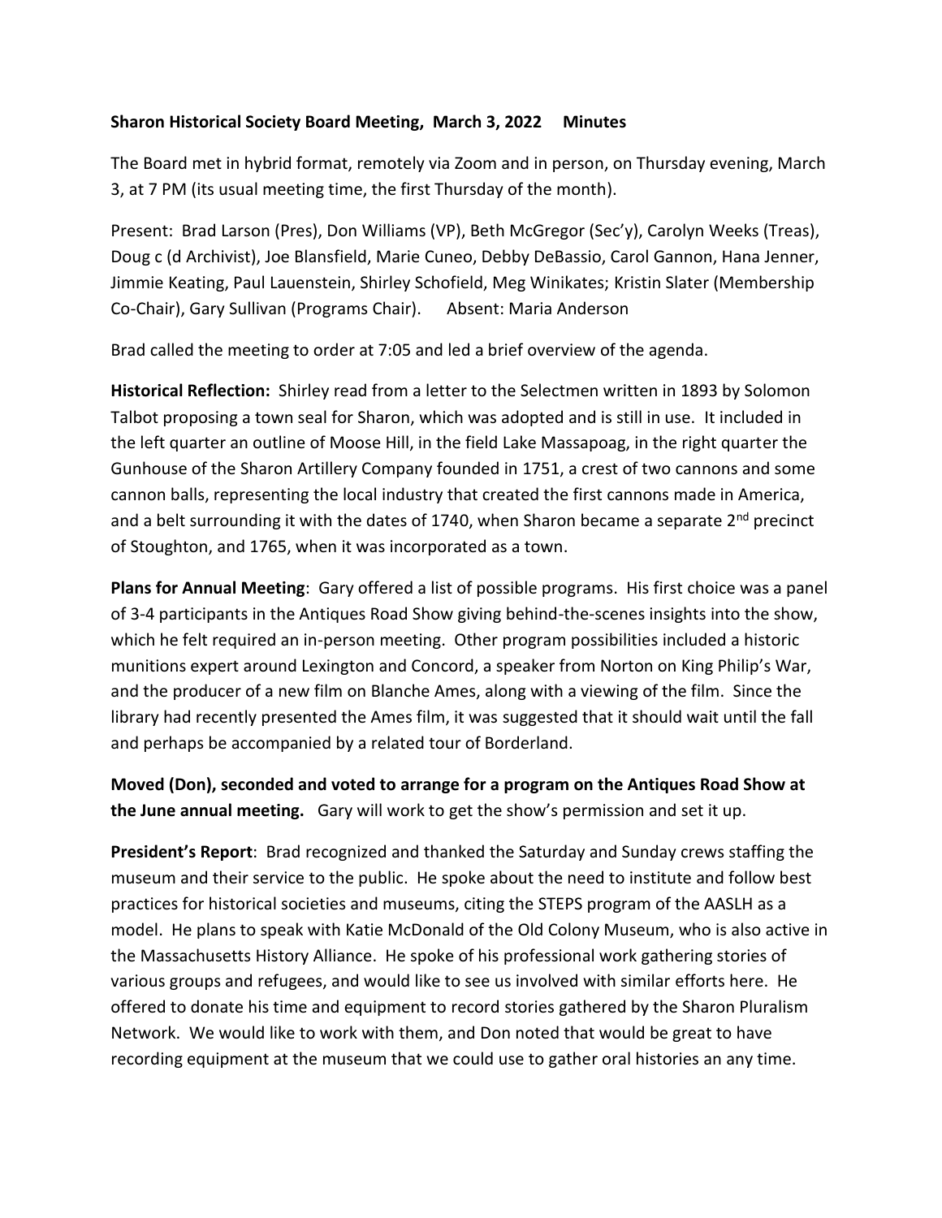**Sharon Historical Society Board Meeting, March 3, 2022 Minutes**

The Board met in hybrid format, remotely via Zoom and in person, on Thursday evening, March 3, at 7 PM (its usual meeting time, the first Thursday of the month).

Present: Brad Larson (Pres), Don Williams (VP), Beth McGregor (Sec'y), Carolyn Weeks (Treas), Doug c (d Archivist), Joe Blansfield, Marie Cuneo, Debby DeBassio, Carol Gannon, Hana Jenner, Jimmie Keating, Paul Lauenstein, Shirley Schofield, Meg Winikates; Kristin Slater (Membership Co-Chair), Gary Sullivan (Programs Chair). Absent: Maria Anderson

Brad called the meeting to order at 7:05 and led a brief overview of the agenda.

**Historical Reflection:** Shirley read from a letter to the Selectmen written in 1893 by Solomon Talbot proposing a town seal for Sharon, which was adopted and is still in use. It included in the left quarter an outline of Moose Hill, in the field Lake Massapoag, in the right quarter the Gunhouse of the Sharon Artillery Company founded in 1751, a crest of two cannons and some cannon balls, representing the local industry that created the first cannons made in America, and a belt surrounding it with the dates of 1740, when Sharon became a separate 2nd precinct of Stoughton, and 1765, when it was incorporated as a town.

**Plans for Annual Meeting**: Gary offered a list of possible programs. His first choice was a panel of 3-4 participants in the Antiques Road Show giving behind-the-scenes insights into the show, which he felt required an in-person meeting. Other program possibilities included a historic munitions expert around Lexington and Concord, a speaker from Norton on King Philip's War, and the producer of a new film on Blanche Ames, along with a viewing of the film. Since the library had recently presented the Ames film, it was suggested that it should wait until the fall and perhaps be accompanied by a related tour of Borderland.

**Moved (Don), seconded and voted to arrange for a program on the Antiques Road Show at the June annual meeting.** Gary will work to get the show's permission and set it up.

**President's Report**: Brad recognized and thanked the Saturday and Sunday crews staffing the museum and their service to the public. He spoke about the need to institute and follow best practices for historical societies and museums, citing the STEPS program of the AASLH as a model. He plans to speak with Katie McDonald of the Old Colony Museum, who is also active in the Massachusetts History Alliance. He spoke of his professional work gathering stories of various groups and refugees, and would like to see us involved with similar efforts here. He offered to donate his time and equipment to record stories gathered by the Sharon Pluralism Network. We would like to work with them, and Don noted that would be great to have recording equipment at the museum that we could use to gather oral histories an any time.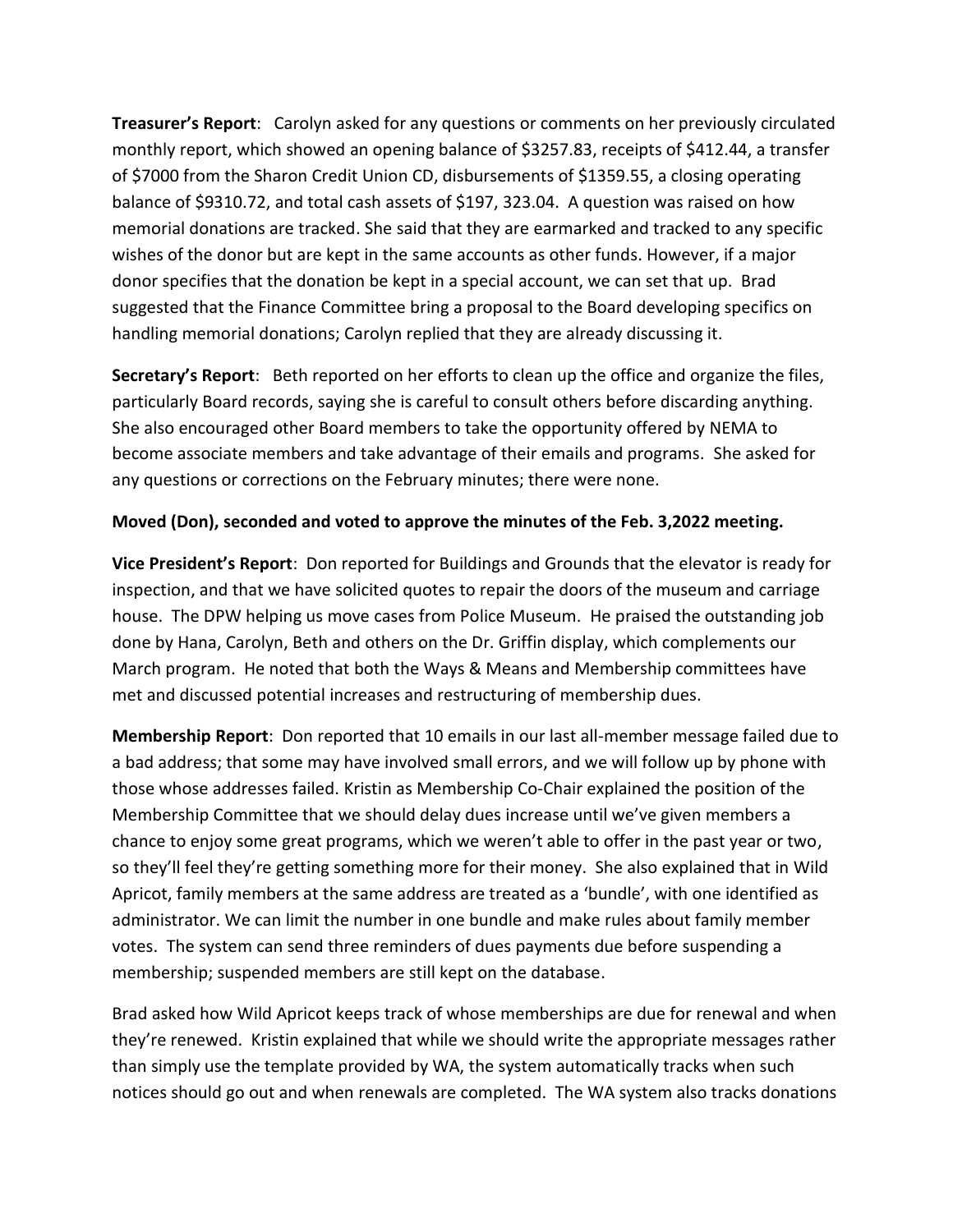**Treasurer's Report**: Carolyn asked for any questions or comments on her previously circulated monthly report, which showed an opening balance of $3257.83, receipts of $412.44, a transfer of $7000 from the Sharon Credit Union CD, disbursements of $1359.55, a closing operating balance of $9310.72, and total cash assets of $197, 323.04. A question was raised on how memorial donations are tracked. She said that they are earmarked and tracked to any specific wishes of the donor but are kept in the same accounts as other funds. However, if a major donor specifies that the donation be kept in a special account, we can set that up. Brad suggested that the Finance Committee bring a proposal to the Board developing specifics on handling memorial donations; Carolyn replied that they are already discussing it.

**Secretary's Report**: Beth reported on her efforts to clean up the office and organize the files, particularly Board records, saying she is careful to consult others before discarding anything. She also encouraged other Board members to take the opportunity offered by NEMA to become associate members and take advantage of their emails and programs. She asked for any questions or corrections on the February minutes; there were none.

**Moved (Don), seconded and voted to approve the minutes of the Feb. 3,2022 meeting.**

**Vice President's Report**: Don reported for Buildings and Grounds that the elevator is ready for inspection, and that we have solicited quotes to repair the doors of the museum and carriage house. The DPW helping us move cases from Police Museum. He praised the outstanding job done by Hana, Carolyn, Beth and others on the Dr. Griffin display, which complements our March program. He noted that both the Ways & Means and Membership committees have met and discussed potential increases and restructuring of membership dues.

**Membership Report**: Don reported that 10 emails in our last all-member message failed due to a bad address; that some may have involved small errors, and we will follow up by phone with those whose addresses failed. Kristin as Membership Co-Chair explained the position of the Membership Committee that we should delay dues increase until we've given members a chance to enjoy some great programs, which we weren't able to offer in the past year or two, so they'll feel they're getting something more for their money. She also explained that in Wild Apricot, family members at the same address are treated as a 'bundle', with one identified as administrator. We can limit the number in one bundle and make rules about family member votes. The system can send three reminders of dues payments due before suspending a membership; suspended members are still kept on the database.

Brad asked how Wild Apricot keeps track of whose memberships are due for renewal and when they're renewed. Kristin explained that while we should write the appropriate messages rather than simply use the template provided by WA, the system automatically tracks when such notices should go out and when renewals are completed. The WA system also tracks donations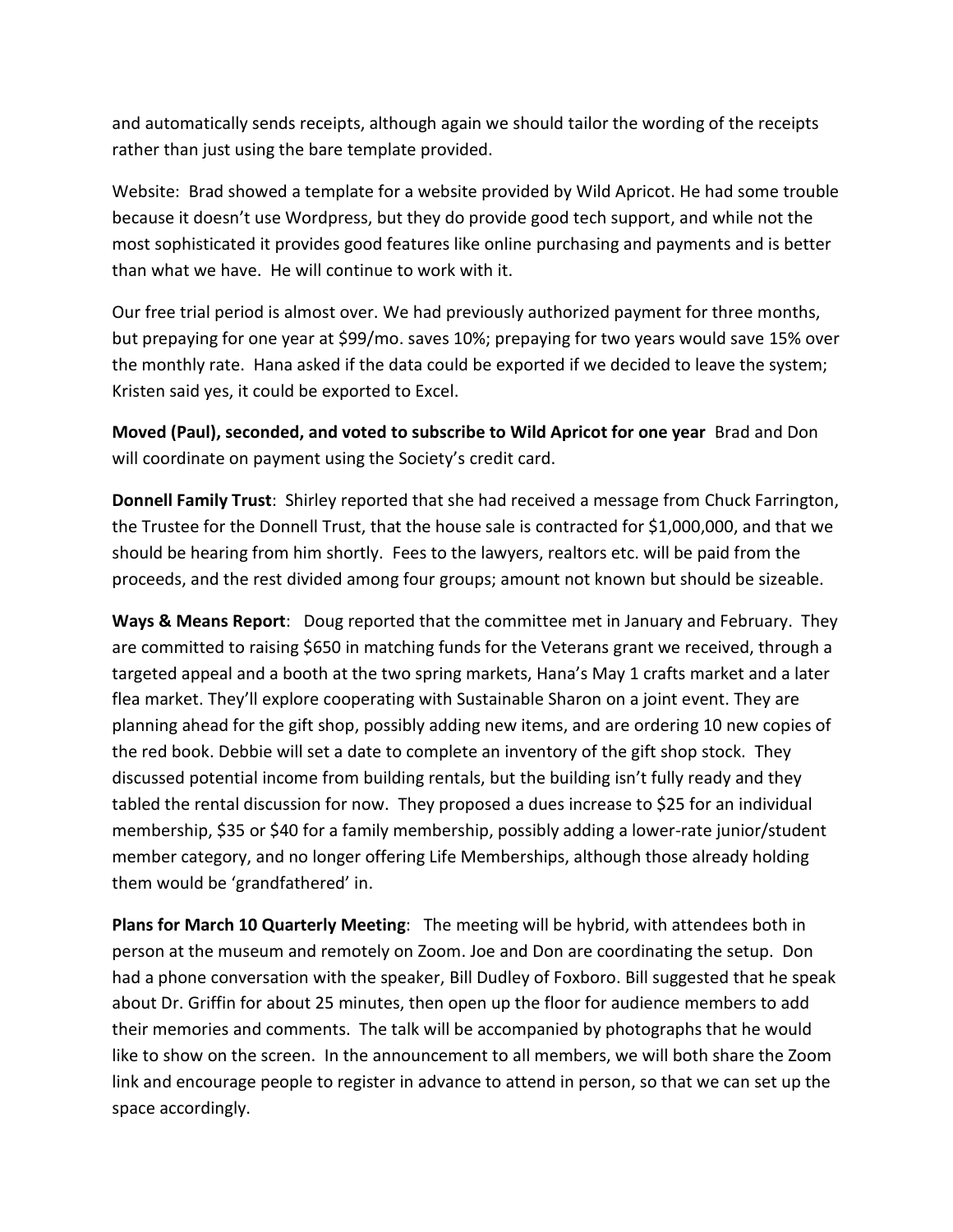and automatically sends receipts, although again we should tailor the wording of the receipts rather than just using the bare template provided.

Website: Brad showed a template for a website provided by Wild Apricot. He had some trouble because it doesn't use Wordpress, but they do provide good tech support, and while not the most sophisticated it provides good features like online purchasing and payments and is better than what we have. He will continue to work with it.

Our free trial period is almost over. We had previously authorized payment for three months, but prepaying for one year at $99/mo. saves 10%; prepaying for two years would save 15% over the monthly rate. Hana asked if the data could be exported if we decided to leave the system; Kristen said yes, it could be exported to Excel.

**Moved (Paul), seconded, and voted to subscribe to Wild Apricot for one year** Brad and Don will coordinate on payment using the Society's credit card.

**Donnell Family Trust**: Shirley reported that she had received a message from Chuck Farrington, the Trustee for the Donnell Trust, that the house sale is contracted for $1,000,000, and that we should be hearing from him shortly. Fees to the lawyers, realtors etc. will be paid from the proceeds, and the rest divided among four groups; amount not known but should be sizeable.

**Ways & Means Report**: Doug reported that the committee met in January and February. They are committed to raising $650 in matching funds for the Veterans grant we received, through a targeted appeal and a booth at the two spring markets, Hana's May 1 crafts market and a later flea market. They'll explore cooperating with Sustainable Sharon on a joint event. They are planning ahead for the gift shop, possibly adding new items, and are ordering 10 new copies of the red book. Debbie will set a date to complete an inventory of the gift shop stock. They discussed potential income from building rentals, but the building isn't fully ready and they tabled the rental discussion for now. They proposed a dues increase to $25 for an individual membership, $35 or $40 for a family membership, possibly adding a lower-rate junior/student member category, and no longer offering Life Memberships, although those already holding them would be 'grandfathered' in.

**Plans for March 10 Quarterly Meeting**: The meeting will be hybrid, with attendees both in person at the museum and remotely on Zoom. Joe and Don are coordinating the setup. Don had a phone conversation with the speaker, Bill Dudley of Foxboro. Bill suggested that he speak about Dr. Griffin for about 25 minutes, then open up the floor for audience members to add their memories and comments. The talk will be accompanied by photographs that he would like to show on the screen. In the announcement to all members, we will both share the Zoom link and encourage people to register in advance to attend in person, so that we can set up the space accordingly.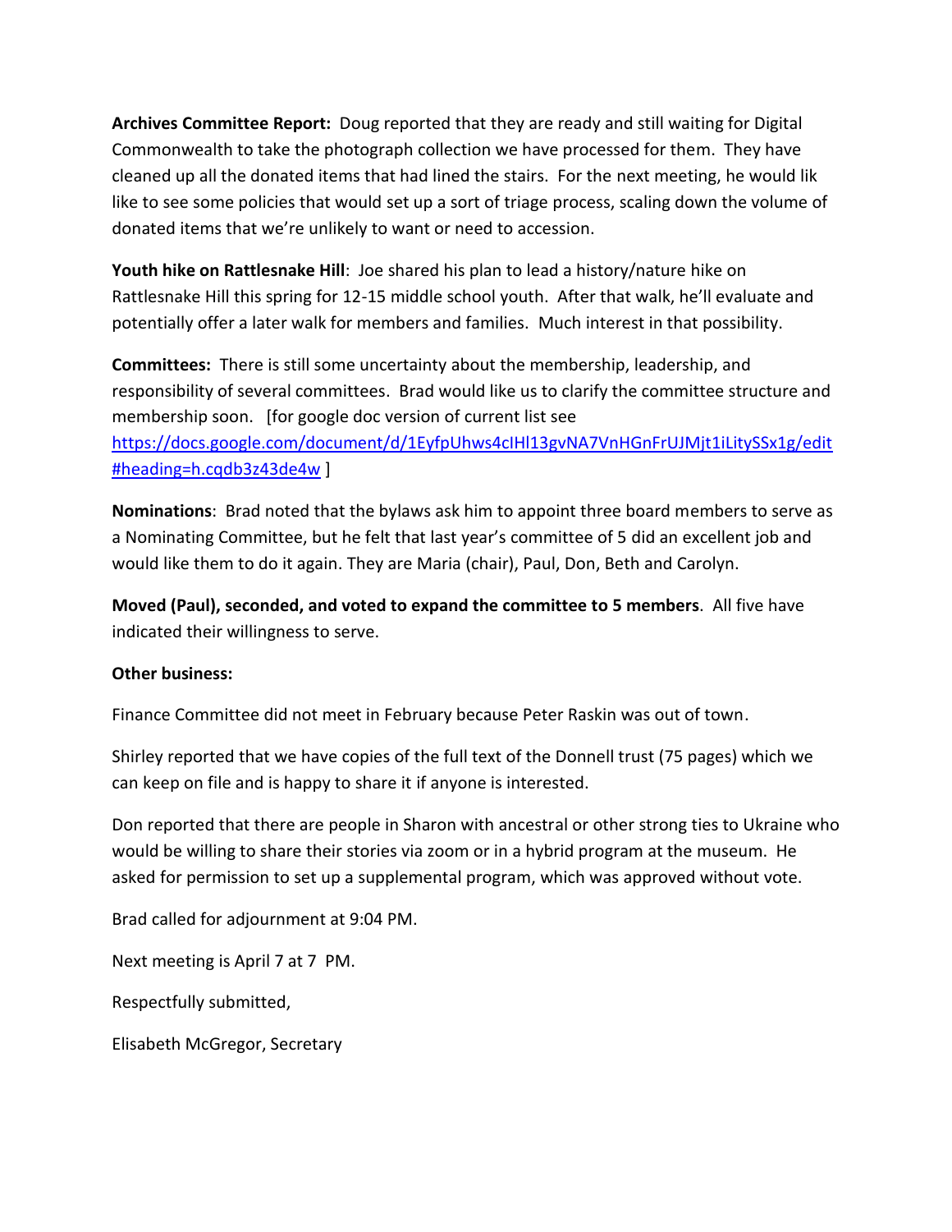**Archives Committee Report:** Doug reported that they are ready and still waiting for Digital Commonwealth to take the photograph collection we have processed for them. They have cleaned up all the donated items that had lined the stairs. For the next meeting, he would lik like to see some policies that would set up a sort of triage process, scaling down the volume of donated items that we're unlikely to want or need to accession.

**Youth hike on Rattlesnake Hill**: Joe shared his plan to lead a history/nature hike on Rattlesnake Hill this spring for 12-15 middle school youth. After that walk, he'll evaluate and potentially offer a later walk for members and families. Much interest in that possibility.

**Committees:** There is still some uncertainty about the membership, leadership, and responsibility of several committees. Brad would like us to clarify the committee structure and membership soon. [for google doc version of current list see https://docs.google.com/document/d/1EyfpUhws4cIHl13gvNA7VnHGnFrUJMjt1iLitySSx1g/edit#heading=h.cqdb3z43de4w ]

**Nominations**: Brad noted that the bylaws ask him to appoint three board members to serve as a Nominating Committee, but he felt that last year's committee of 5 did an excellent job and would like them to do it again. They are Maria (chair), Paul, Don, Beth and Carolyn.

**Moved (Paul), seconded, and voted to expand the committee to 5 members**. All five have indicated their willingness to serve.

**Other business:**

Finance Committee did not meet in February because Peter Raskin was out of town.

Shirley reported that we have copies of the full text of the Donnell trust (75 pages) which we can keep on file and is happy to share it if anyone is interested.

Don reported that there are people in Sharon with ancestral or other strong ties to Ukraine who would be willing to share their stories via zoom or in a hybrid program at the museum. He asked for permission to set up a supplemental program, which was approved without vote.

Brad called for adjournment at 9:04 PM.

Next meeting is April 7 at 7 PM.

Respectfully submitted,

Elisabeth McGregor, Secretary